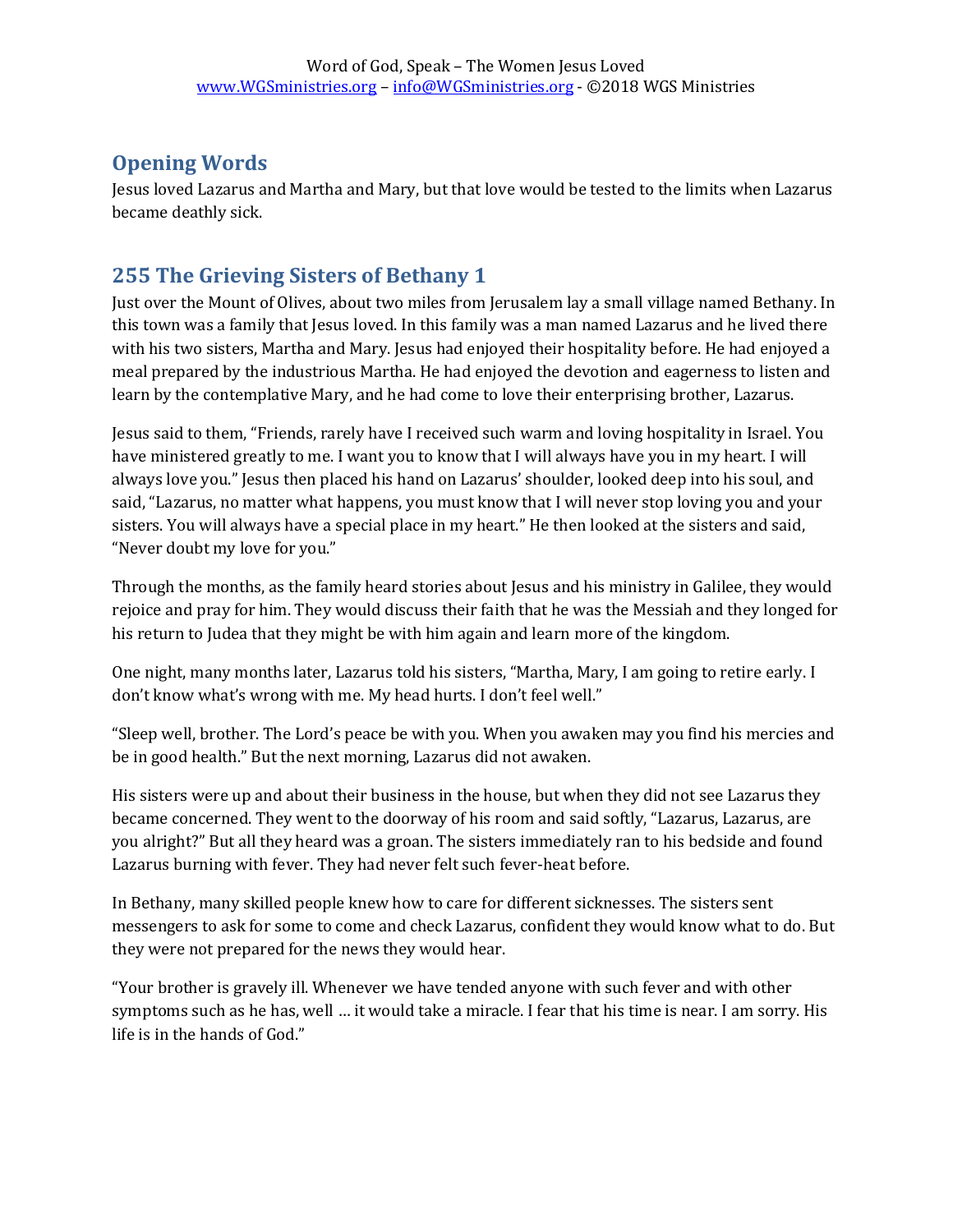## Opening Words

Jesus loved Lazarus and Martha and Mary, but that love would be tested to the limits when Lazarus became deathly sick.

## 255 The Grieving Sisters of Bethany 1

Just over the Mount of Olives, about two miles from Jerusalem lay a small village named Bethany. In this town was a family that Jesus loved. In this family was a man named Lazarus and he lived there with his two sisters, Martha and Mary. Jesus had enjoyed their hospitality before. He had enjoyed a meal prepared by the industrious Martha. He had enjoyed the devotion and eagerness to listen and learn by the contemplative Mary, and he had come to love their enterprising brother, Lazarus.

Jesus said to them, "Friends, rarely have I received such warm and loving hospitality in Israel. You have ministered greatly to me. I want you to know that I will always have you in my heart. I will always love you." Jesus then placed his hand on Lazarus' shoulder, looked deep into his soul, and said, "Lazarus, no matter what happens, you must know that I will never stop loving you and your sisters. You will always have a special place in my heart." He then looked at the sisters and said, "Never doubt my love for you."

Through the months, as the family heard stories about Jesus and his ministry in Galilee, they would rejoice and pray for him. They would discuss their faith that he was the Messiah and they longed for his return to Judea that they might be with him again and learn more of the kingdom.

One night, many months later, Lazarus told his sisters, "Martha, Mary, I am going to retire early. I don't know what's wrong with me. My head hurts. I don't feel well."

"Sleep well, brother. The Lord's peace be with you. When you awaken may you find his mercies and be in good health." But the next morning, Lazarus did not awaken.

His sisters were up and about their business in the house, but when they did not see Lazarus they became concerned. They went to the doorway of his room and said softly, "Lazarus, Lazarus, are you alright?" But all they heard was a groan. The sisters immediately ran to his bedside and found Lazarus burning with fever. They had never felt such fever-heat before.

In Bethany, many skilled people knew how to care for different sicknesses. The sisters sent messengers to ask for some to come and check Lazarus, confident they would know what to do. But they were not prepared for the news they would hear.

"Your brother is gravely ill. Whenever we have tended anyone with such fever and with other symptoms such as he has, well … it would take a miracle. I fear that his time is near. I am sorry. His life is in the hands of God."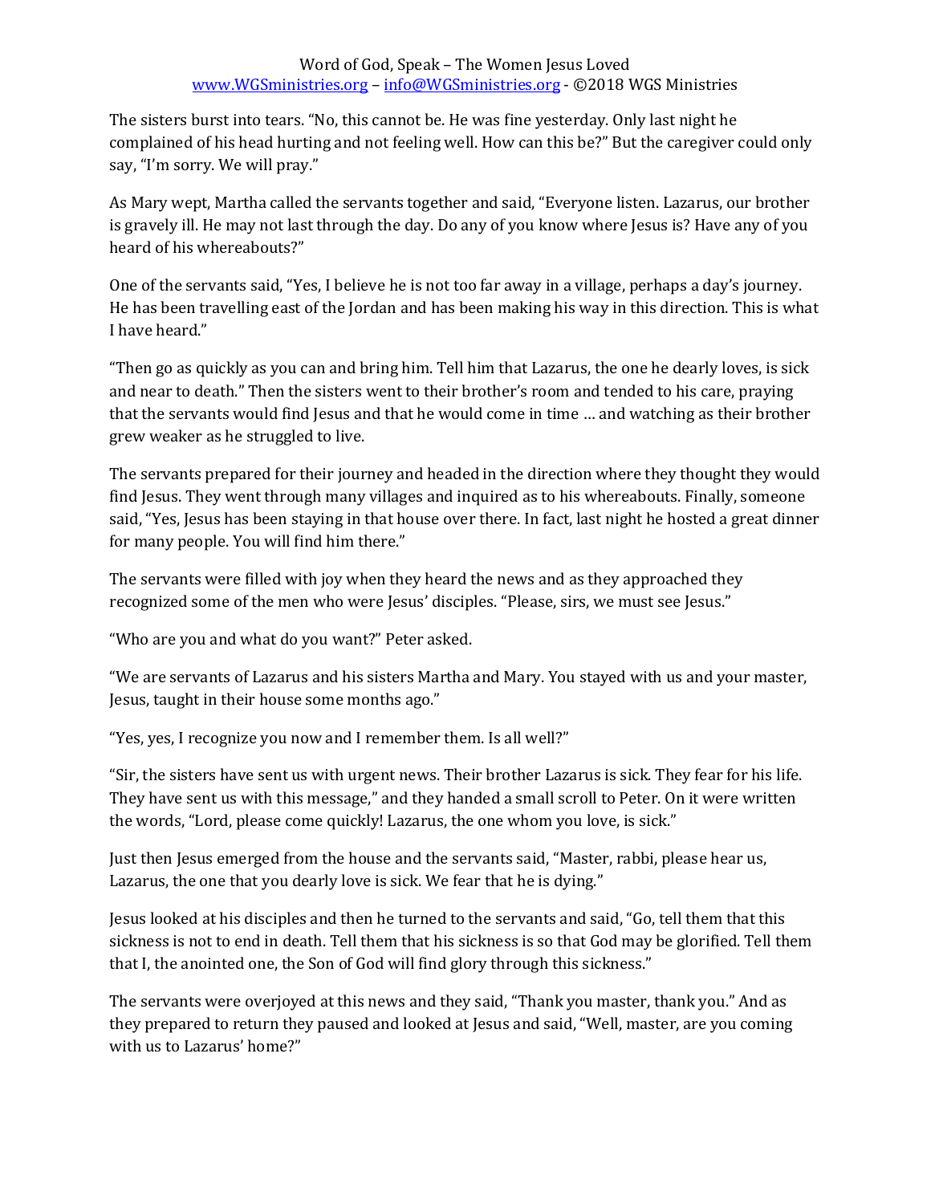The sisters burst into tears. "No, this cannot be. He was fine yesterday. Only last night he complained of his head hurting and not feeling well. How can this be?" But the caregiver could only say, "I'm sorry. We will pray."

As Mary wept, Martha called the servants together and said, "Everyone listen. Lazarus, our brother is gravely ill. He may not last through the day. Do any of you know where Jesus is? Have any of you heard of his whereabouts?"

One of the servants said, "Yes, I believe he is not too far away in a village, perhaps a day's journey. He has been travelling east of the Jordan and has been making his way in this direction. This is what I have heard."

"Then go as quickly as you can and bring him. Tell him that Lazarus, the one he dearly loves, is sick and near to death." Then the sisters went to their brother's room and tended to his care, praying that the servants would find Jesus and that he would come in time … and watching as their brother grew weaker as he struggled to live.

The servants prepared for their journey and headed in the direction where they thought they would find Jesus. They went through many villages and inquired as to his whereabouts. Finally, someone said, "Yes, Jesus has been staying in that house over there. In fact, last night he hosted a great dinner for many people. You will find him there."

The servants were filled with joy when they heard the news and as they approached they recognized some of the men who were Jesus' disciples. "Please, sirs, we must see Jesus."

"Who are you and what do you want?" Peter asked.

"We are servants of Lazarus and his sisters Martha and Mary. You stayed with us and your master, Jesus, taught in their house some months ago."

"Yes, yes, I recognize you now and I remember them. Is all well?"

"Sir, the sisters have sent us with urgent news. Their brother Lazarus is sick. They fear for his life. They have sent us with this message," and they handed a small scroll to Peter. On it were written the words, "Lord, please come quickly! Lazarus, the one whom you love, is sick."

Just then Jesus emerged from the house and the servants said, "Master, rabbi, please hear us, Lazarus, the one that you dearly love is sick. We fear that he is dying."

Jesus looked at his disciples and then he turned to the servants and said, "Go, tell them that this sickness is not to end in death. Tell them that his sickness is so that God may be glorified. Tell them that I, the anointed one, the Son of God will find glory through this sickness."

The servants were overjoyed at this news and they said, "Thank you master, thank you." And as they prepared to return they paused and looked at Jesus and said, "Well, master, are you coming with us to Lazarus' home?"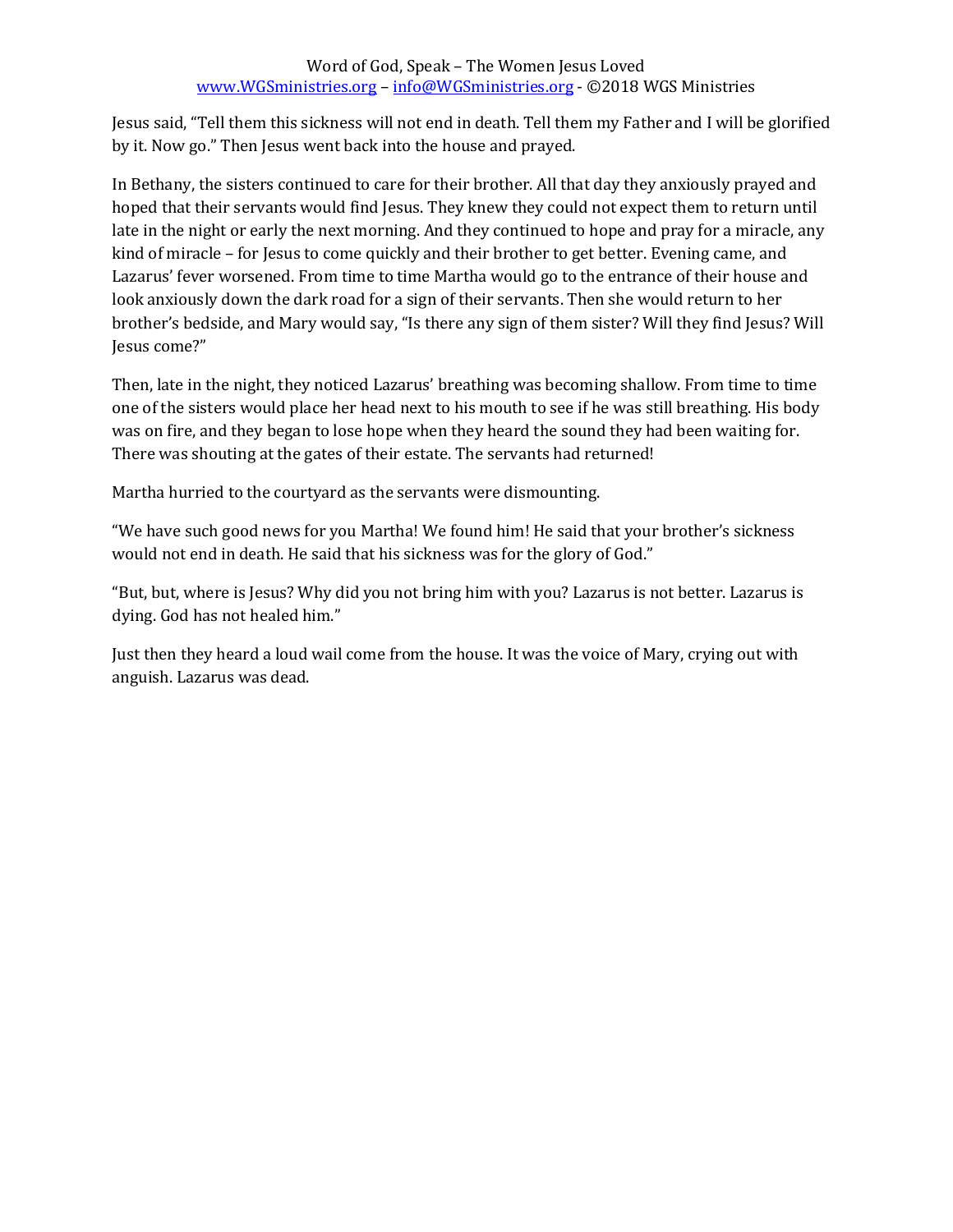Jesus said, “Tell them this sickness will not end in death. Tell them my Father and I will be glorified by it. Now go.” Then Jesus went back into the house and prayed.

In Bethany, the sisters continued to care for their brother. All that day they anxiously prayed and hoped that their servants would find Jesus. They knew they could not expect them to return until late in the night or early the next morning. And they continued to hope and pray for a miracle, any kind of miracle – for Jesus to come quickly and their brother to get better. Evening came, and Lazarus’ fever worsened. From time to time Martha would go to the entrance of their house and look anxiously down the dark road for a sign of their servants. Then she would return to her brother’s bedside, and Mary would say, “Is there any sign of them sister? Will they find Jesus? Will Jesus come?”

Then, late in the night, they noticed Lazarus’ breathing was becoming shallow. From time to time one of the sisters would place her head next to his mouth to see if he was still breathing. His body was on fire, and they began to lose hope when they heard the sound they had been waiting for. There was shouting at the gates of their estate. The servants had returned!

Martha hurried to the courtyard as the servants were dismounting.

“We have such good news for you Martha! We found him! He said that your brother’s sickness would not end in death. He said that his sickness was for the glory of God.”

“But, but, where is Jesus? Why did you not bring him with you? Lazarus is not better. Lazarus is dying. God has not healed him.”

Just then they heard a loud wail come from the house. It was the voice of Mary, crying out with anguish. Lazarus was dead.